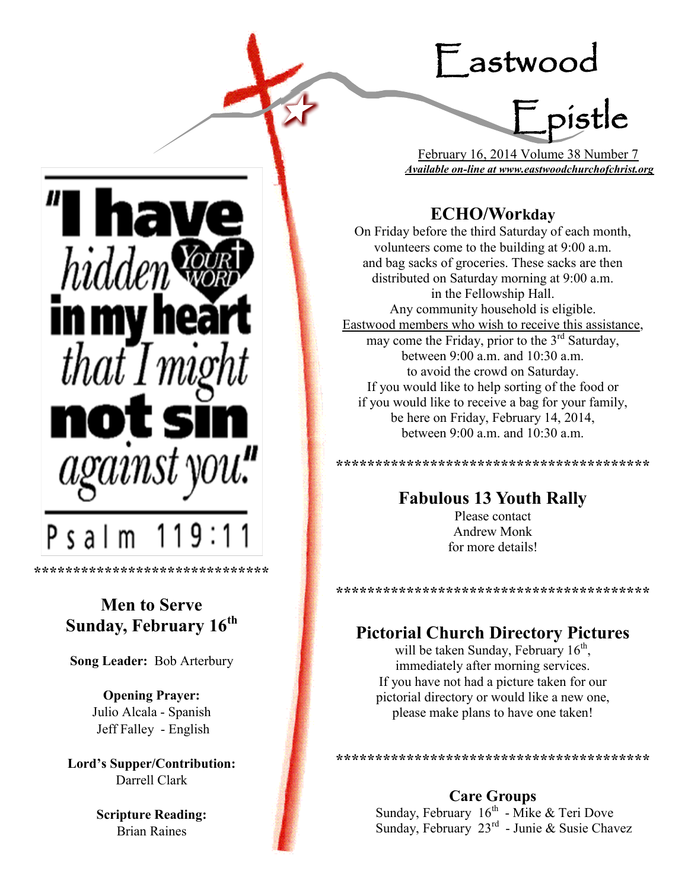# Eastwood Epistle

February 16, 2014 Volume 38 Number 7

***Available on-line at www.eastwoodchurchofchrist.org***

"I have hidden YOUR WORD in my heart that I might not sin against you."

Psalm 119:11

*******************************

## Men to Serve Sunday, February 16th

**Song Leader:** Bob Arterbury

**Opening Prayer:**
Julio Alcala - Spanish
Jeff Falley - English

**Lord's Supper/Contribution:**
Darrell Clark

**Scripture Reading:**
Brian Raines

## ECHO/Workday

On Friday before the third Saturday of each month, volunteers come to the building at 9:00 a.m. and bag sacks of groceries. These sacks are then distributed on Saturday morning at 9:00 a.m. in the Fellowship Hall.

Any community household is eligible.

Eastwood members who wish to receive this assistance, may come the Friday, prior to the 3rd Saturday, between 9:00 a.m. and 10:30 a.m. to avoid the crowd on Saturday.

If you would like to help sorting of the food or if you would like to receive a bag for your family, be here on Friday, February 14, 2014, between 9:00 a.m. and 10:30 a.m.

*****************************************

## Fabulous 13 Youth Rally

Please contact Andrew Monk for more details!

*****************************************

## Pictorial Church Directory Pictures

will be taken Sunday, February 16th, immediately after morning services.

If you have not had a picture taken for our pictorial directory or would like a new one, please make plans to have one taken!

*****************************************

## Care Groups

Sunday, February 16th - Mike & Teri Dove
Sunday, February 23rd - Junie & Susie Chavez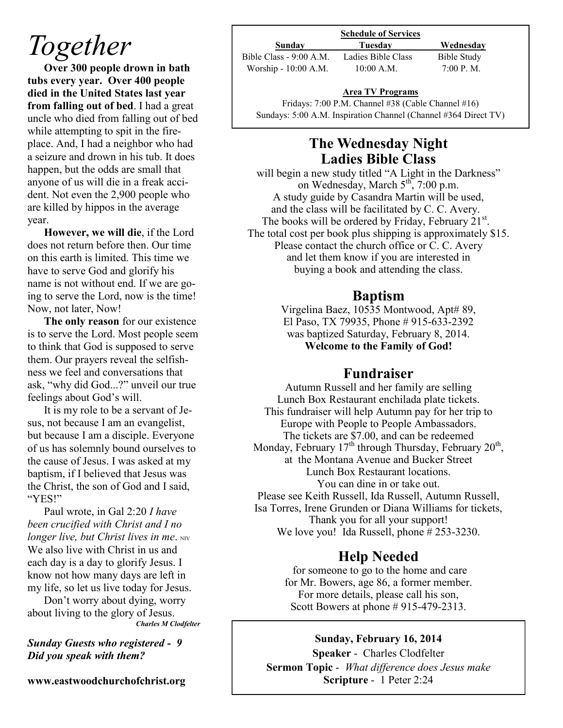# Together

**Over 300 people drown in bath tubs every year. Over 400 people died in the United States last year from falling out of bed**. I had a great uncle who died from falling out of bed while attempting to spit in the fireplace. And, I had a neighbor who had a seizure and drown in his tub. It does happen, but the odds are small that anyone of us will die in a freak accident. Not even the 2,900 people who are killed by hippos in the average year.

**However, we will die**, if the Lord does not return before then. Our time on this earth is limited. This time we have to serve God and glorify his name is not without end. If we are going to serve the Lord, now is the time! Now, not later, Now!

**The only reason** for our existence is to serve the Lord. Most people seem to think that God is supposed to serve them. Our prayers reveal the selfishness we feel and conversations that ask, "why did God...?" unveil our true feelings about God's will.

It is my role to be a servant of Jesus, not because I am an evangelist, but because I am a disciple. Everyone of us has solemnly bound ourselves to the cause of Jesus. I was asked at my baptism, if I believed that Jesus was the Christ, the son of God and I said, "YES!"

Paul wrote, in Gal 2:20 *I have been crucified with Christ and I no longer live, but Christ lives in me*. NIV We also live with Christ in us and each day is a day to glorify Jesus. I know not how many days are left in my life, so let us live today for Jesus.

Don't worry about dying, worry about living to the glory of Jesus.

***Charles M Clodfelter***

***Sunday Guests who registered - 9***
***Did you speak with them?***

**www.eastwoodchurchofchrist.org**

**Schedule of Services**

| Sunday | Tuesday | Wednesday |
|---|---|---|
| Bible Class - 9:00 A.M. | Ladies Bible Class | Bible Study |
| Worship - 10:00 A.M. | 10:00 A.M. | 7:00 P. M. |

**Area TV Programs**

Fridays: 7:00 P.M. Channel #38 (Cable Channel #16)
Sundays: 5:00 A.M. Inspiration Channel (Channel #364 Direct TV)

## The Wednesday Night Ladies Bible Class

will begin a new study titled "A Light in the Darkness" on Wednesday, March 5th, 7:00 p.m.
A study guide by Casandra Martin will be used, and the class will be facilitated by C. C. Avery.
The books will be ordered by Friday, February 21st.
The total cost per book plus shipping is approximately $15.
Please contact the church office or C. C. Avery and let them know if you are interested in buying a book and attending the class.

## Baptism

Virgelina Baez, 10535 Montwood, Apt# 89,
El Paso, TX 79935, Phone # 915-633-2392
was baptized Saturday, February 8, 2014.
**Welcome to the Family of God!**

## Fundraiser

Autumn Russell and her family are selling Lunch Box Restaurant enchilada plate tickets.
This fundraiser will help Autumn pay for her trip to Europe with People to People Ambassadors.
The tickets are $7.00, and can be redeemed Monday, February 17th through Thursday, February 20th, at the Montana Avenue and Bucker Street Lunch Box Restaurant locations.
You can dine in or take out.
Please see Keith Russell, Ida Russell, Autumn Russell, Isa Torres, Irene Grunden or Diana Williams for tickets,
Thank you for all your support!
We love you! Ida Russell, phone # 253-3230.

## Help Needed

for someone to go to the home and care for Mr. Bowers, age 86, a former member.
For more details, please call his son,
Scott Bowers at phone # 915-479-2313.

**Sunday, February 16, 2014**

**Speaker** - Charles Clodfelter

**Sermon Topic** - *What difference does Jesus make*

**Scripture** - 1 Peter 2:24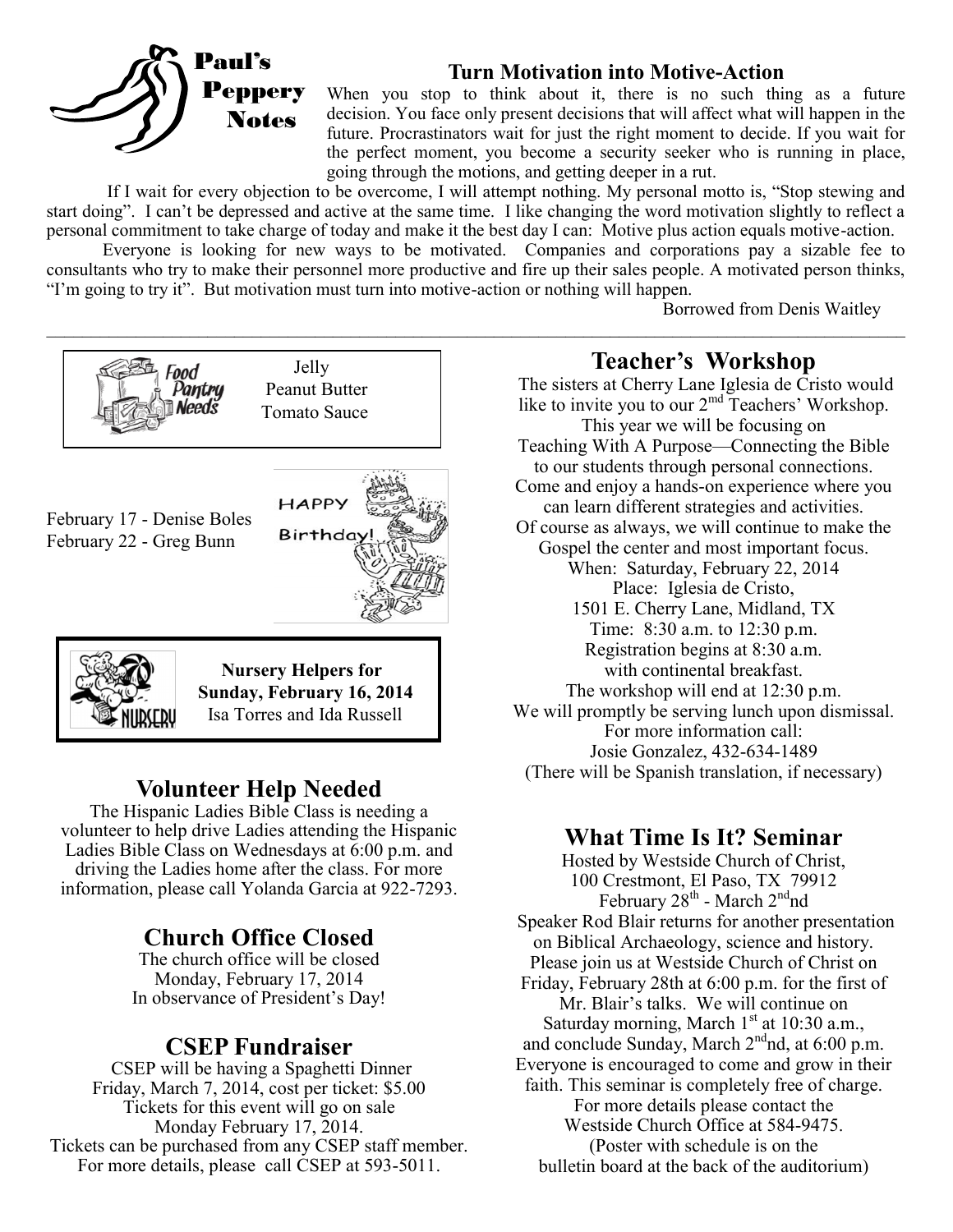# Paul's Peppery Notes

### Turn Motivation into Motive-Action

When you stop to think about it, there is no such thing as a future decision. You face only present decisions that will affect what will happen in the future. Procrastinators wait for just the right moment to decide. If you wait for the perfect moment, you become a security seeker who is running in place, going through the motions, and getting deeper in a rut.

If I wait for every objection to be overcome, I will attempt nothing. My personal motto is, "Stop stewing and start doing". I can't be depressed and active at the same time. I like changing the word motivation slightly to reflect a personal commitment to take charge of today and make it the best day I can: Motive plus action equals motive-action.

Everyone is looking for new ways to be motivated. Companies and corporations pay a sizable fee to consultants who try to make their personnel more productive and fire up their sales people. A motivated person thinks, "I'm going to try it". But motivation must turn into motive-action or nothing will happen.

Borrowed from Denis Waitley

---

**Food Pantry Needs**

Jelly
Peanut Butter
Tomato Sauce

**Happy Birthday!**

February 17 - Denise Boles
February 22 - Greg Bunn

**Nursery Helpers for Sunday, February 16, 2014**
Isa Torres and Ida Russell

## Volunteer Help Needed

The Hispanic Ladies Bible Class is needing a volunteer to help drive Ladies attending the Hispanic Ladies Bible Class on Wednesdays at 6:00 p.m. and driving the Ladies home after the class. For more information, please call Yolanda Garcia at 922-7293.

## Church Office Closed

The church office will be closed
Monday, February 17, 2014
In observance of President's Day!

## CSEP Fundraiser

CSEP will be having a Spaghetti Dinner
Friday, March 7, 2014, cost per ticket: $5.00
Tickets for this event will go on sale
Monday February 17, 2014.
Tickets can be purchased from any CSEP staff member.
For more details, please call CSEP at 593-5011.

## Teacher's Workshop

The sisters at Cherry Lane Iglesia de Cristo would like to invite you to our 2nd Teachers' Workshop.
This year we will be focusing on
Teaching With A Purpose—Connecting the Bible to our students through personal connections.
Come and enjoy a hands-on experience where you can learn different strategies and activities.
Of course as always, we will continue to make the Gospel the center and most important focus.
When: Saturday, February 22, 2014
Place: Iglesia de Cristo,
1501 E. Cherry Lane, Midland, TX
Time: 8:30 a.m. to 12:30 p.m.
Registration begins at 8:30 a.m.
with continental breakfast.
The workshop will end at 12:30 p.m.
We will promptly be serving lunch upon dismissal.
For more information call:
Josie Gonzalez, 432-634-1489
(There will be Spanish translation, if necessary)

## What Time Is It? Seminar

Hosted by Westside Church of Christ,
100 Crestmont, El Paso, TX 79912
February 28th - March 2ndnd
Speaker Rod Blair returns for another presentation on Biblical Archaeology, science and history.
Please join us at Westside Church of Christ on Friday, February 28th at 6:00 p.m. for the first of Mr. Blair's talks. We will continue on Saturday morning, March 1st at 10:30 a.m., and conclude Sunday, March 2ndnd, at 6:00 p.m.
Everyone is encouraged to come and grow in their faith. This seminar is completely free of charge.
For more details please contact the
Westside Church Office at 584-9475.
(Poster with schedule is on the
bulletin board at the back of the auditorium)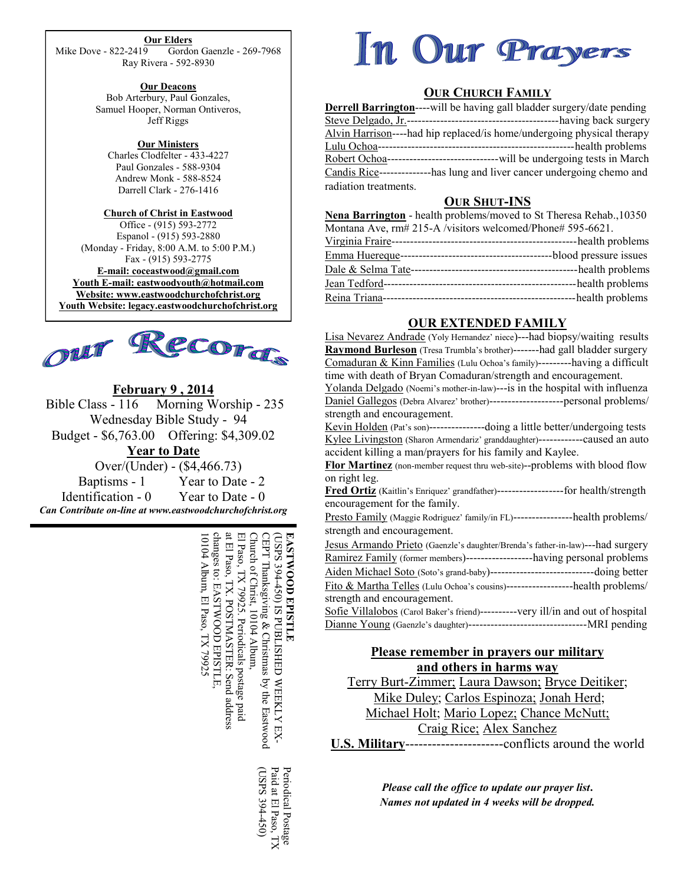**Our Elders**

Mike Dove - 822-2419    Gordon Gaenzle - 269-7968
Ray Rivera - 592-8930

**Our Deacons**

Bob Arterbury, Paul Gonzales,
Samuel Hooper, Norman Ontiveros,
Jeff Riggs

**Our Ministers**

Charles Clodfelter - 433-4227
Paul Gonzales - 588-9304
Andrew Monk - 588-8524
Darrell Clark - 276-1416

**Church of Christ in Eastwood**

Office - (915) 593-2772
Espanol - (915) 593-2880
(Monday - Friday, 8:00 A.M. to 5:00 P.M.)
Fax - (915) 593-2775
**E-mail: coceastwood@gmail.com**
**Youth E-mail: eastwoodyouth@hotmail.com**
**Website: www.eastwoodchurchofchrist.org**
**Youth Website: legacy.eastwoodchurchofchrist.org**

# Our Records

**February 9 , 2014**

Bible Class - 116    Morning Worship - 235
Wednesday Bible Study - 94
Budget - $6,763.00    Offering: $4,309.02

**Year to Date**

Over/(Under) - ($4,466.73)
Baptisms - 1    Year to Date - 2
Identification - 0    Year to Date - 0

***Can Contribute on-line at www.eastwoodchurchofchrist.org***

**EASTWOOD EPISTLE** (USPS 394-450) IS PUBLISHED WEEKLY EXCEPT Thanksgiving & Christmas by the Eastwood Church of Christ, 10104 Album, El Paso, TX 79925. Periodicals postage paid at El Paso, TX. POSTMASTER: Send address changes to: EASTWOOD EPISTLE, 10104 Album, El Paso, TX 79925

Periodical Postage
Paid at El Paso, TX
(USPS 394-450)

# In Our Prayers

## Our Church Family

**Derrell Barrington**----will be having gall bladder surgery/date pending
Steve Delgado, Jr.-----------------------------------------having back surgery
Alvin Harrison----had hip replaced/is home/undergoing physical therapy
Lulu Ochoa-----------------------------------------------------health problems
Robert Ochoa------------------------------will be undergoing tests in March
Candis Rice--------------has lung and liver cancer undergoing chemo and radiation treatments.

## Our Shut-Ins

**Nena Barrington** - health problems/moved to St Theresa Rehab.,10350 Montana Ave, rm# 215-A /visitors welcomed/Phone# 595-6621.
Virginia Fraire-------------------------------------------------health problems
Emma Huereque-----------------------------------------blood pressure issues
Dale & Selma Tate---------------------------------------------health problems
Jean Tedford----------------------------------------------------health problems
Reina Triana----------------------------------------------------health problems

## OUR EXTENDED FAMILY

Lisa Nevarez Andrade (Yoly Hernandez' niece)---had biopsy/waiting results
**Raymond Burleson** (Tresa Trumbla's brother)-------had gall bladder surgery
Comaduran & Kinn Families (Lulu Ochoa's family)---------having a difficult time with death of Bryan Comaduran/strength and encouragement.
Yolanda Delgado (Noemi's mother-in-law)---is in the hospital with influenza
Daniel Gallegos (Debra Alvarez' brother)--------------------personal problems/ strength and encouragement.
Kevin Holden (Pat's son)---------------doing a little better/undergoing tests
Kylee Livingston (Sharon Armendariz' granddaughter)------------caused an auto accident killing a man/prayers for his family and Kaylee.
**Flor Martinez** (non-member request thru web-site)--problems with blood flow on right leg.
**Fred Ortiz** (Kaitlin's Enriquez' grandfather)------------------for health/strength encouragement for the family.
Presto Family (Maggie Rodriguez' family/in FL)----------------health problems/ strength and encouragement.
Jesus Armando Prieto (Gaenzle's daughter/Brenda's father-in-law)---had surgery
Ramirez Family (former members)------------------having personal problems
Aiden Michael Soto (Soto's grand-baby)----------------------------doing better
Fito & Martha Telles (Lulu Ochoa's cousins)------------------health problems/ strength and encouragement.
Sofie Villalobos (Carol Baker's friend)----------very ill/in and out of hospital
Dianne Young (Gaenzle's daughter)--------------------------------MRI pending

**Please remember in prayers our military and others in harms way**

Terry Burt-Zimmer; Laura Dawson; Bryce Deitiker; Mike Duley; Carlos Espinoza; Jonah Herd; Michael Holt; Mario Lopez; Chance McNutt; Craig Rice; Alex Sanchez
**U.S. Military**----------------------conflicts around the world

***Please call the office to update our prayer list. Names not updated in 4 weeks will be dropped.***